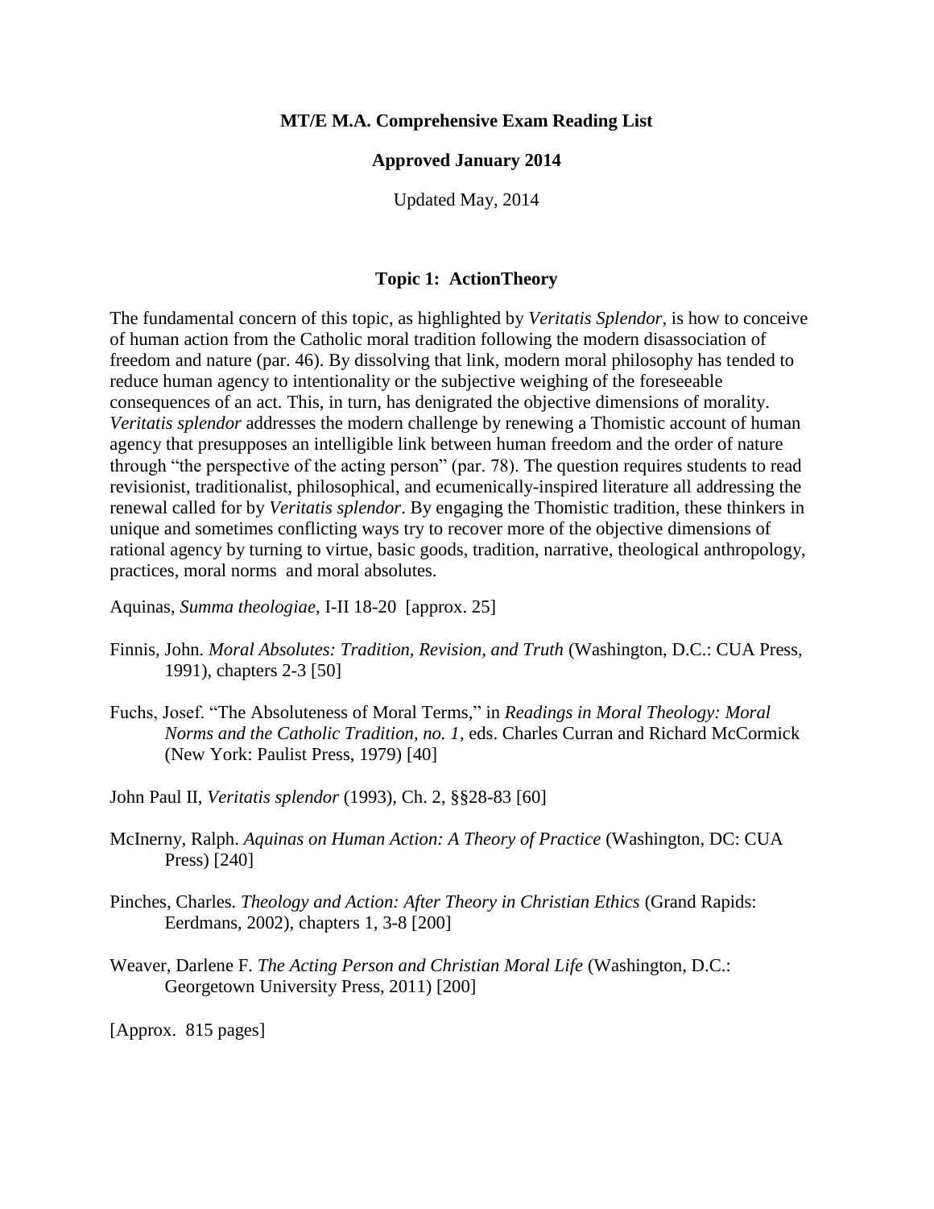**MT/E M.A. Comprehensive Exam Reading List**

**Approved January 2014**

Updated May, 2014

## Topic 1: ActionTheory

The fundamental concern of this topic, as highlighted by *Veritatis Splendor*, is how to conceive of human action from the Catholic moral tradition following the modern disassociation of freedom and nature (par. 46). By dissolving that link, modern moral philosophy has tended to reduce human agency to intentionality or the subjective weighing of the foreseeable consequences of an act. This, in turn, has denigrated the objective dimensions of morality. *Veritatis splendor* addresses the modern challenge by renewing a Thomistic account of human agency that presupposes an intelligible link between human freedom and the order of nature through "the perspective of the acting person" (par. 78). The question requires students to read revisionist, traditionalist, philosophical, and ecumenically-inspired literature all addressing the renewal called for by *Veritatis splendor*. By engaging the Thomistic tradition, these thinkers in unique and sometimes conflicting ways try to recover more of the objective dimensions of rational agency by turning to virtue, basic goods, tradition, narrative, theological anthropology, practices, moral norms and moral absolutes.

Aquinas, *Summa theologiae*, I-II 18-20 [approx. 25]

Finnis, John. *Moral Absolutes: Tradition, Revision, and Truth* (Washington, D.C.: CUA Press, 1991), chapters 2-3 [50]

Fuchs, Josef. "The Absoluteness of Moral Terms," in *Readings in Moral Theology: Moral Norms and the Catholic Tradition, no. 1*, eds. Charles Curran and Richard McCormick (New York: Paulist Press, 1979) [40]

John Paul II, *Veritatis splendor* (1993), Ch. 2, §§28-83 [60]

McInerny, Ralph. *Aquinas on Human Action: A Theory of Practice* (Washington, DC: CUA Press) [240]

Pinches, Charles. *Theology and Action: After Theory in Christian Ethics* (Grand Rapids: Eerdmans, 2002), chapters 1, 3-8 [200]

Weaver, Darlene F. *The Acting Person and Christian Moral Life* (Washington, D.C.: Georgetown University Press, 2011) [200]

[Approx. 815 pages]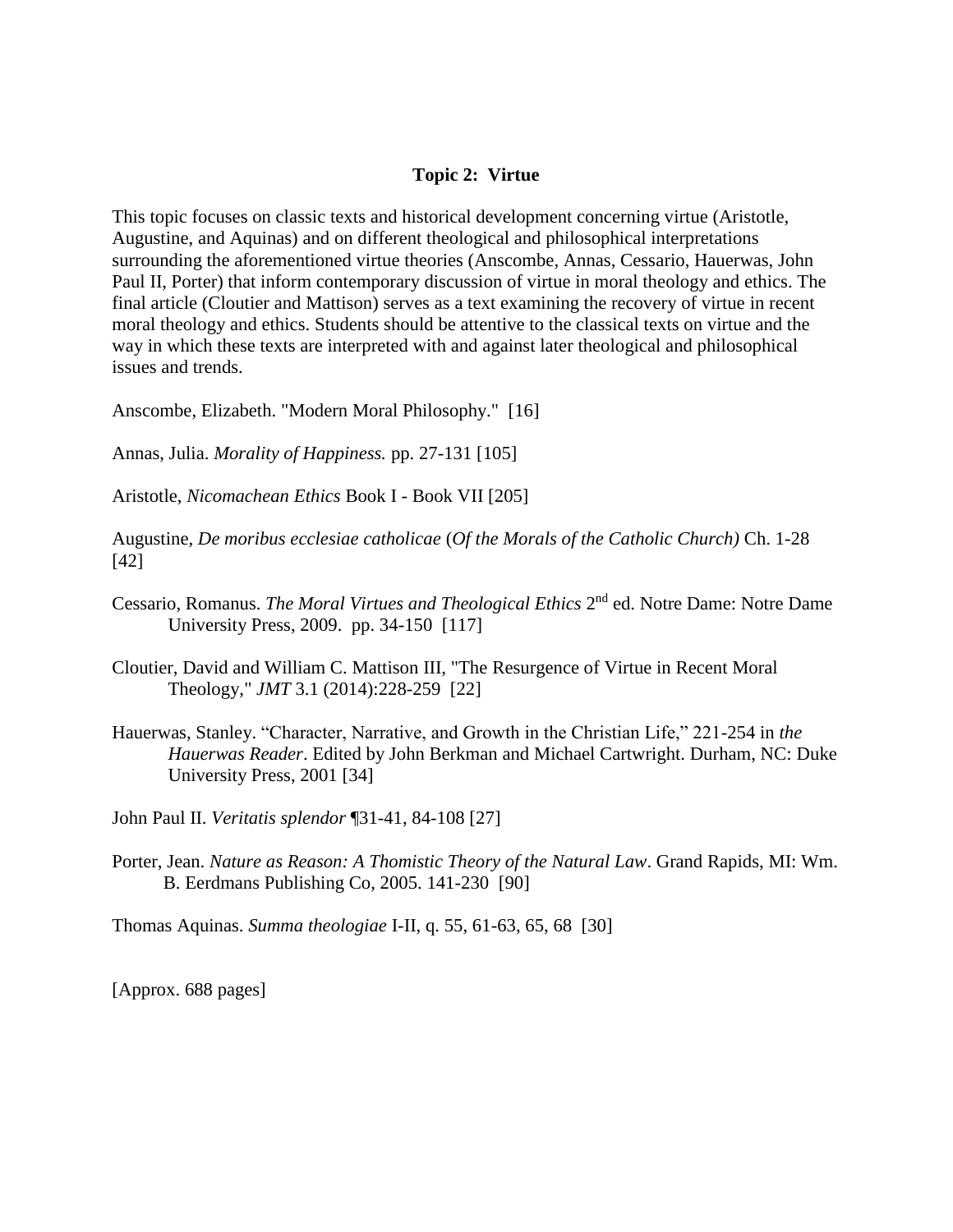## Topic 2: Virtue

This topic focuses on classic texts and historical development concerning virtue (Aristotle, Augustine, and Aquinas) and on different theological and philosophical interpretations surrounding the aforementioned virtue theories (Anscombe, Annas, Cessario, Hauerwas, John Paul II, Porter) that inform contemporary discussion of virtue in moral theology and ethics. The final article (Cloutier and Mattison) serves as a text examining the recovery of virtue in recent moral theology and ethics. Students should be attentive to the classical texts on virtue and the way in which these texts are interpreted with and against later theological and philosophical issues and trends.

Anscombe, Elizabeth. "Modern Moral Philosophy." [16]

Annas, Julia. *Morality of Happiness.* pp. 27-131 [105]

Aristotle, *Nicomachean Ethics* Book I - Book VII [205]

Augustine, *De moribus ecclesiae catholicae* (*Of the Morals of the Catholic Church)* Ch. 1-28 [42]

Cessario, Romanus. *The Moral Virtues and Theological Ethics* 2nd ed. Notre Dame: Notre Dame University Press, 2009. pp. 34-150 [117]

Cloutier, David and William C. Mattison III, "The Resurgence of Virtue in Recent Moral Theology," *JMT* 3.1 (2014):228-259 [22]

Hauerwas, Stanley. "Character, Narrative, and Growth in the Christian Life," 221-254 in *the Hauerwas Reader*. Edited by John Berkman and Michael Cartwright. Durham, NC: Duke University Press, 2001 [34]

John Paul II. *Veritatis splendor* ¶31-41, 84-108 [27]

Porter, Jean. *Nature as Reason: A Thomistic Theory of the Natural Law*. Grand Rapids, MI: Wm. B. Eerdmans Publishing Co, 2005. 141-230 [90]

Thomas Aquinas. *Summa theologiae* I-II, q. 55, 61-63, 65, 68 [30]

[Approx. 688 pages]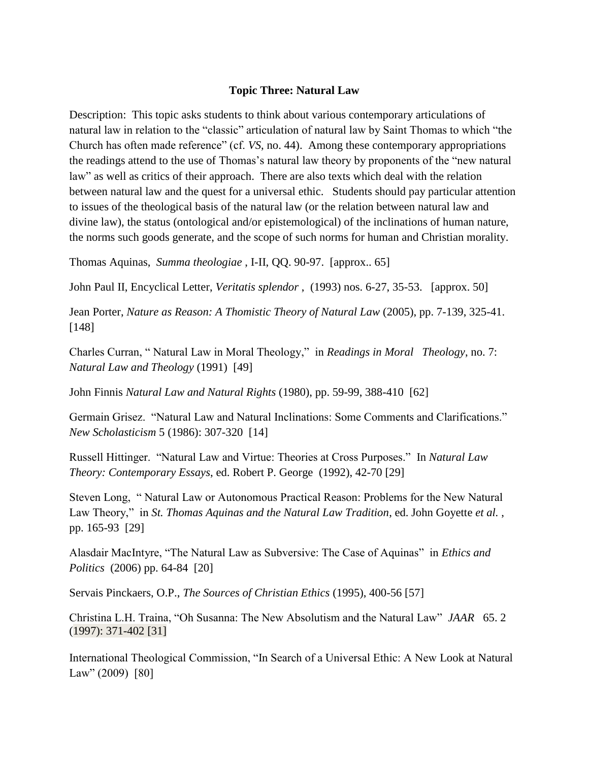**Topic Three: Natural Law**

Description: This topic asks students to think about various contemporary articulations of natural law in relation to the "classic" articulation of natural law by Saint Thomas to which "the Church has often made reference" (cf. *VS*, no. 44). Among these contemporary appropriations the readings attend to the use of Thomas's natural law theory by proponents of the "new natural law" as well as critics of their approach. There are also texts which deal with the relation between natural law and the quest for a universal ethic. Students should pay particular attention to issues of the theological basis of the natural law (or the relation between natural law and divine law), the status (ontological and/or epistemological) of the inclinations of human nature, the norms such goods generate, and the scope of such norms for human and Christian morality.

Thomas Aquinas, *Summa theologiae* , I-II, QQ. 90-97. [approx.. 65]

John Paul II, Encyclical Letter, *Veritatis splendor* , (1993) nos. 6-27, 35-53. [approx. 50]

Jean Porter, *Nature as Reason: A Thomistic Theory of Natural Law* (2005), pp. 7-139, 325-41. [148]

Charles Curran, " Natural Law in Moral Theology," in *Readings in Moral Theology*, no. 7: *Natural Law and Theology* (1991) [49]

John Finnis *Natural Law and Natural Rights* (1980), pp. 59-99, 388-410 [62]

Germain Grisez. "Natural Law and Natural Inclinations: Some Comments and Clarifications." *New Scholasticism* 5 (1986): 307-320 [14]

Russell Hittinger. "Natural Law and Virtue: Theories at Cross Purposes." In *Natural Law Theory: Contemporary Essays*, ed. Robert P. George (1992), 42-70 [29]

Steven Long, " Natural Law or Autonomous Practical Reason: Problems for the New Natural Law Theory," in *St. Thomas Aquinas and the Natural Law Tradition*, ed. John Goyette *et al.* , pp. 165-93 [29]

Alasdair MacIntyre, "The Natural Law as Subversive: The Case of Aquinas" in *Ethics and Politics* (2006) pp. 64-84 [20]

Servais Pinckaers, O.P., *The Sources of Christian Ethics* (1995), 400-56 [57]

Christina L.H. Traina, "Oh Susanna: The New Absolutism and the Natural Law" *JAAR* 65. 2 (1997): 371-402 [31]

International Theological Commission, "In Search of a Universal Ethic: A New Look at Natural Law" (2009) [80]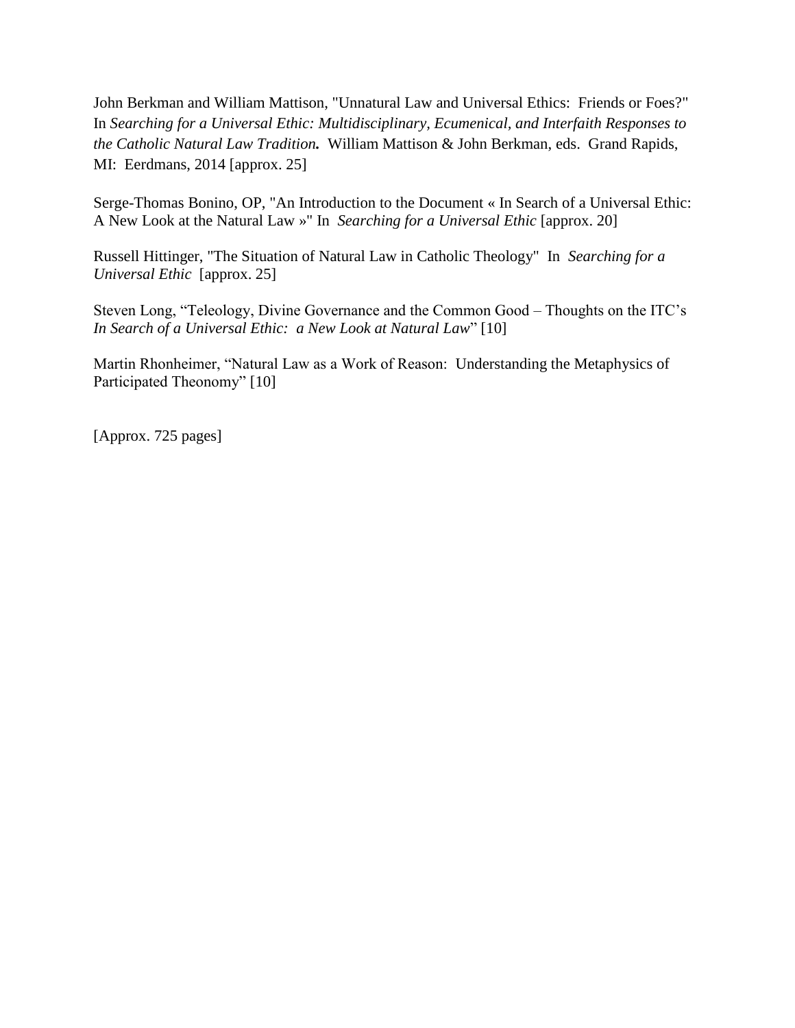John Berkman and William Mattison, "Unnatural Law and Universal Ethics: Friends or Foes?" In *Searching for a Universal Ethic: Multidisciplinary, Ecumenical, and Interfaith Responses to the Catholic Natural Law Tradition.* William Mattison & John Berkman, eds. Grand Rapids, MI: Eerdmans, 2014 [approx. 25]

Serge-Thomas Bonino, OP, "An Introduction to the Document « In Search of a Universal Ethic: A New Look at the Natural Law »" In *Searching for a Universal Ethic* [approx. 20]

Russell Hittinger, "The Situation of Natural Law in Catholic Theology" In *Searching for a Universal Ethic* [approx. 25]

Steven Long, "Teleology, Divine Governance and the Common Good – Thoughts on the ITC's *In Search of a Universal Ethic: a New Look at Natural Law*" [10]

Martin Rhonheimer, "Natural Law as a Work of Reason: Understanding the Metaphysics of Participated Theonomy" [10]

[Approx. 725 pages]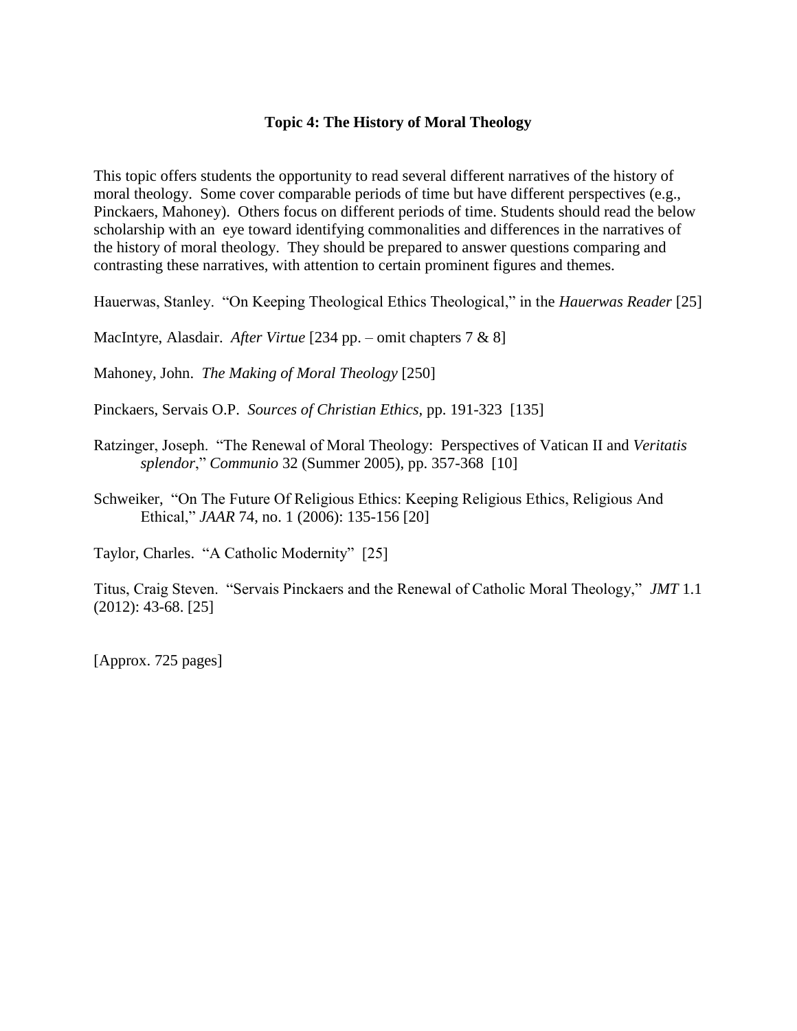**Topic 4: The History of Moral Theology**

This topic offers students the opportunity to read several different narratives of the history of moral theology. Some cover comparable periods of time but have different perspectives (e.g., Pinckaers, Mahoney). Others focus on different periods of time. Students should read the below scholarship with an eye toward identifying commonalities and differences in the narratives of the history of moral theology. They should be prepared to answer questions comparing and contrasting these narratives, with attention to certain prominent figures and themes.

Hauerwas, Stanley. "On Keeping Theological Ethics Theological," in the *Hauerwas Reader* [25]

MacIntyre, Alasdair. *After Virtue* [234 pp. – omit chapters 7 & 8]

Mahoney, John. *The Making of Moral Theology* [250]

Pinckaers, Servais O.P. *Sources of Christian Ethics*, pp. 191-323 [135]

Ratzinger, Joseph. "The Renewal of Moral Theology: Perspectives of Vatican II and *Veritatis splendor*," *Communio* 32 (Summer 2005), pp. 357-368 [10]

Schweiker, "On The Future Of Religious Ethics: Keeping Religious Ethics, Religious And Ethical," *JAAR* 74, no. 1 (2006): 135-156 [20]

Taylor, Charles. "A Catholic Modernity" [25]

Titus, Craig Steven. "Servais Pinckaers and the Renewal of Catholic Moral Theology," *JMT* 1.1 (2012): 43-68. [25]

[Approx. 725 pages]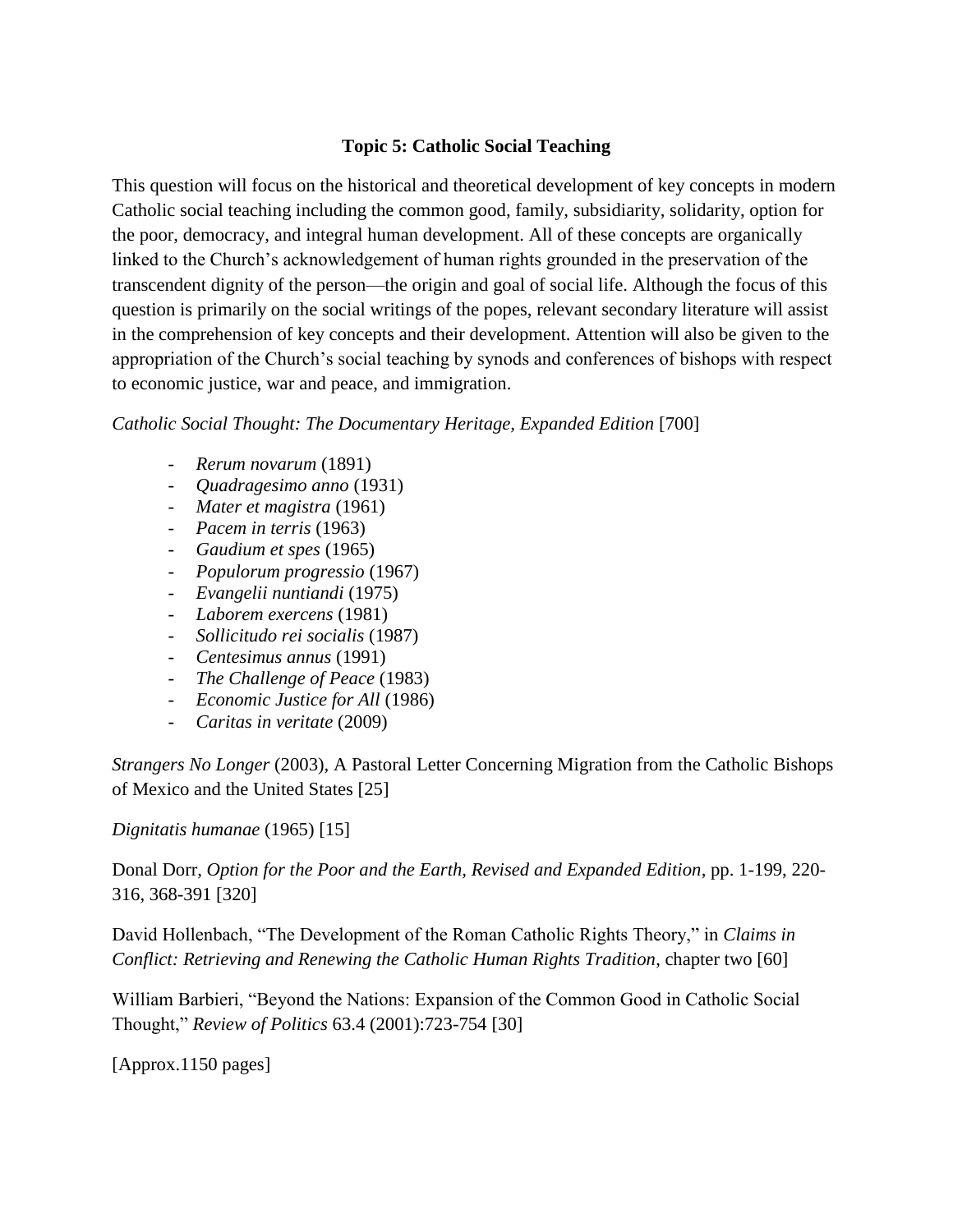### Topic 5: Catholic Social Teaching

This question will focus on the historical and theoretical development of key concepts in modern Catholic social teaching including the common good, family, subsidiarity, solidarity, option for the poor, democracy, and integral human development. All of these concepts are organically linked to the Church's acknowledgement of human rights grounded in the preservation of the transcendent dignity of the person—the origin and goal of social life. Although the focus of this question is primarily on the social writings of the popes, relevant secondary literature will assist in the comprehension of key concepts and their development. Attention will also be given to the appropriation of the Church's social teaching by synods and conferences of bishops with respect to economic justice, war and peace, and immigration.

*Catholic Social Thought: The Documentary Heritage, Expanded Edition* [700]

- *Rerum novarum* (1891)
- *Quadragesimo anno* (1931)
- *Mater et magistra* (1961)
- *Pacem in terris* (1963)
- *Gaudium et spes* (1965)
- *Populorum progressio* (1967)
- *Evangelii nuntiandi* (1975)
- *Laborem exercens* (1981)
- *Sollicitudo rei socialis* (1987)
- *Centesimus annus* (1991)
- *The Challenge of Peace* (1983)
- *Economic Justice for All* (1986)
- *Caritas in veritate* (2009)

*Strangers No Longer* (2003), A Pastoral Letter Concerning Migration from the Catholic Bishops of Mexico and the United States [25]

*Dignitatis humanae* (1965) [15]

Donal Dorr, *Option for the Poor and the Earth, Revised and Expanded Edition*, pp. 1-199, 220-316, 368-391 [320]

David Hollenbach, "The Development of the Roman Catholic Rights Theory," in *Claims in Conflict: Retrieving and Renewing the Catholic Human Rights Tradition*, chapter two [60]

William Barbieri, "Beyond the Nations: Expansion of the Common Good in Catholic Social Thought," *Review of Politics* 63.4 (2001):723-754 [30]

[Approx.1150 pages]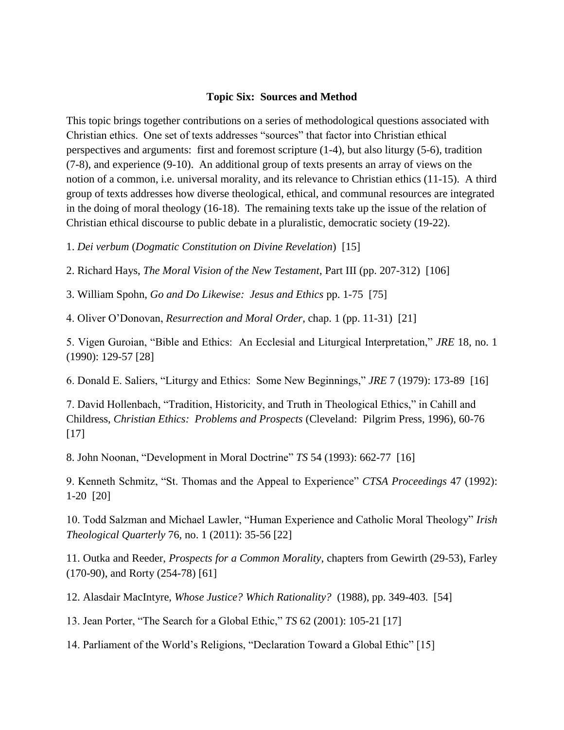**Topic Six: Sources and Method**

This topic brings together contributions on a series of methodological questions associated with Christian ethics. One set of texts addresses "sources" that factor into Christian ethical perspectives and arguments: first and foremost scripture (1-4), but also liturgy (5-6), tradition (7-8), and experience (9-10). An additional group of texts presents an array of views on the notion of a common, i.e. universal morality, and its relevance to Christian ethics (11-15). A third group of texts addresses how diverse theological, ethical, and communal resources are integrated in the doing of moral theology (16-18). The remaining texts take up the issue of the relation of Christian ethical discourse to public debate in a pluralistic, democratic society (19-22).

1. *Dei verbum* (*Dogmatic Constitution on Divine Revelation*) [15]

2. Richard Hays, *The Moral Vision of the New Testament*, Part III (pp. 207-312) [106]

3. William Spohn, *Go and Do Likewise: Jesus and Ethics* pp. 1-75 [75]

4. Oliver O'Donovan, *Resurrection and Moral Order*, chap. 1 (pp. 11-31) [21]

5. Vigen Guroian, "Bible and Ethics: An Ecclesial and Liturgical Interpretation," *JRE* 18, no. 1 (1990): 129-57 [28]

6. Donald E. Saliers, "Liturgy and Ethics: Some New Beginnings," *JRE* 7 (1979): 173-89 [16]

7. David Hollenbach, "Tradition, Historicity, and Truth in Theological Ethics," in Cahill and Childress, *Christian Ethics: Problems and Prospects* (Cleveland: Pilgrim Press, 1996), 60-76 [17]

8. John Noonan, "Development in Moral Doctrine" *TS* 54 (1993): 662-77 [16]

9. Kenneth Schmitz, "St. Thomas and the Appeal to Experience" *CTSA Proceedings* 47 (1992): 1-20 [20]

10. Todd Salzman and Michael Lawler, "Human Experience and Catholic Moral Theology" *Irish Theological Quarterly* 76, no. 1 (2011): 35-56 [22]

11. Outka and Reeder, *Prospects for a Common Morality*, chapters from Gewirth (29-53), Farley (170-90), and Rorty (254-78) [61]

12. Alasdair MacIntyre, *Whose Justice? Which Rationality?* (1988), pp. 349-403. [54]

13. Jean Porter, "The Search for a Global Ethic," *TS* 62 (2001): 105-21 [17]

14. Parliament of the World's Religions, "Declaration Toward a Global Ethic" [15]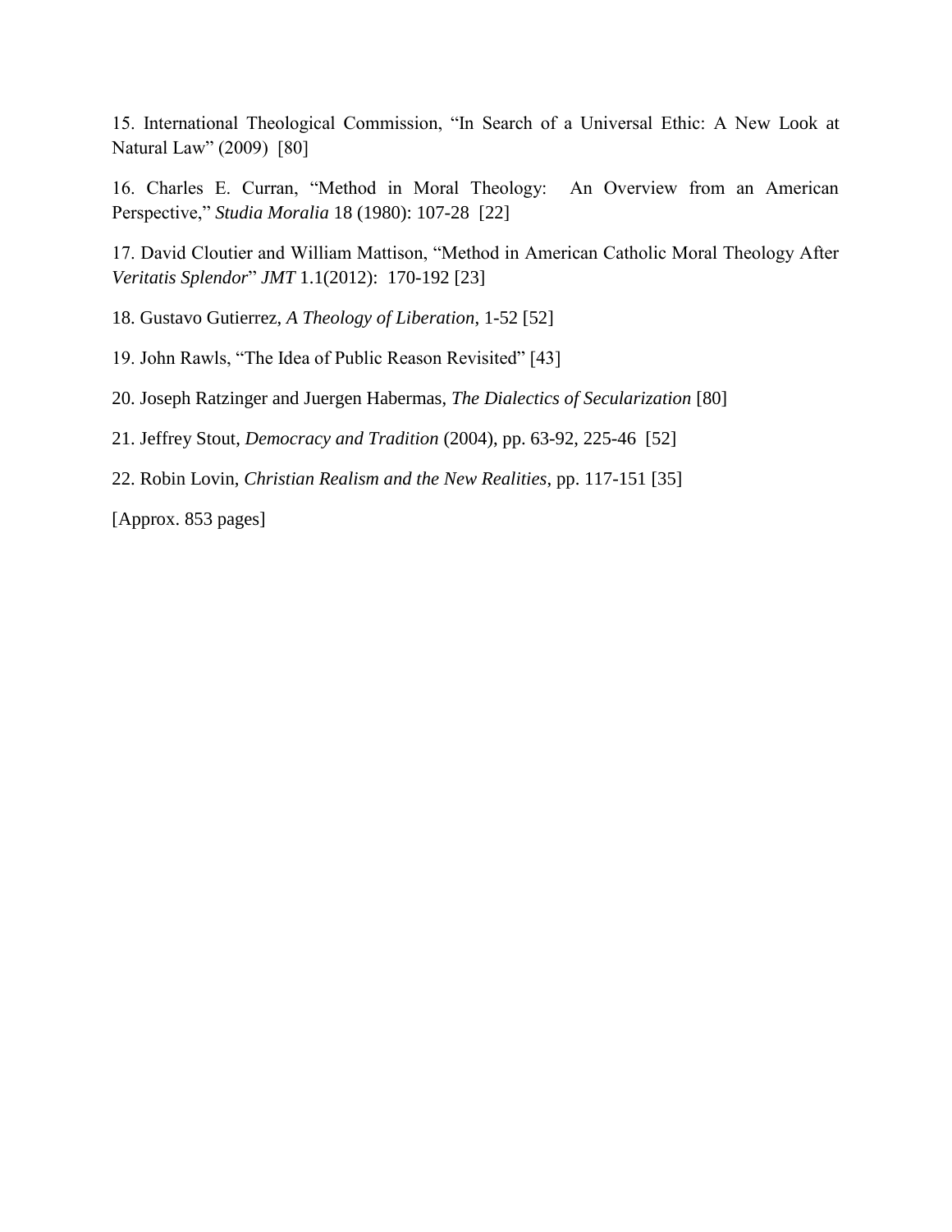15. International Theological Commission, "In Search of a Universal Ethic: A New Look at Natural Law" (2009) [80]

16. Charles E. Curran, "Method in Moral Theology: An Overview from an American Perspective," *Studia Moralia* 18 (1980): 107-28 [22]

17. David Cloutier and William Mattison, "Method in American Catholic Moral Theology After *Veritatis Splendor*" *JMT* 1.1(2012): 170-192 [23]

18. Gustavo Gutierrez, *A Theology of Liberation*, 1-52 [52]

19. John Rawls, "The Idea of Public Reason Revisited" [43]

20. Joseph Ratzinger and Juergen Habermas, *The Dialectics of Secularization* [80]

21. Jeffrey Stout, *Democracy and Tradition* (2004), pp. 63-92, 225-46 [52]

22. Robin Lovin, *Christian Realism and the New Realities*, pp. 117-151 [35]

[Approx. 853 pages]